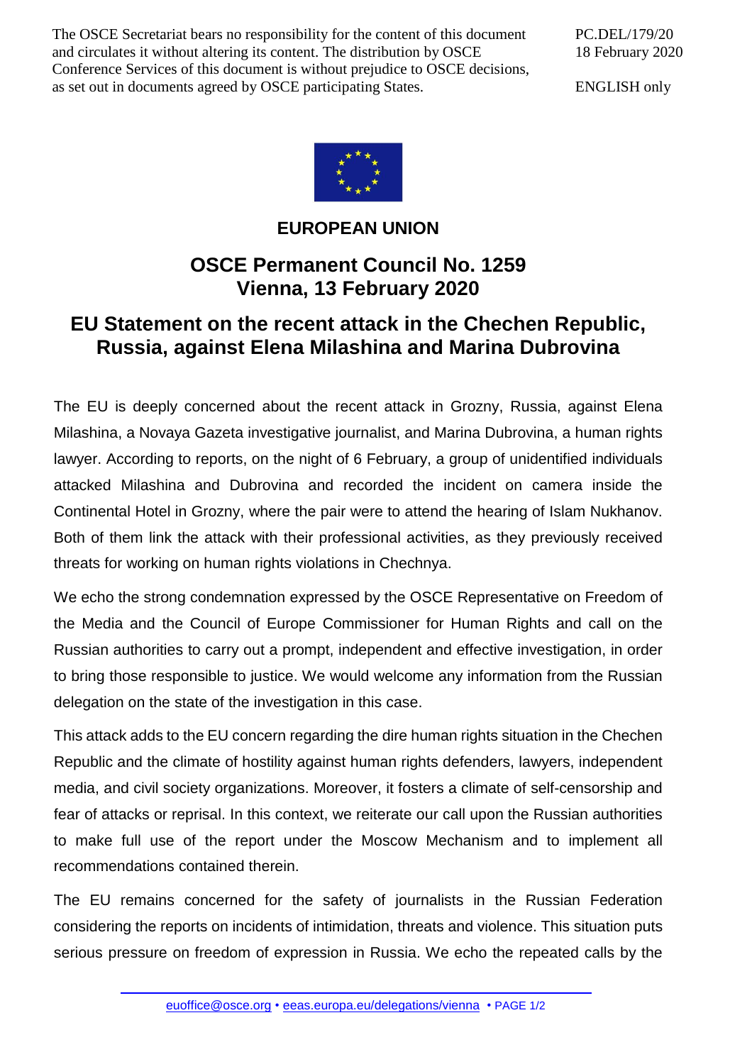The OSCE Secretariat bears no responsibility for the content of this document and circulates it without altering its content. The distribution by OSCE Conference Services of this document is without prejudice to OSCE decisions, as set out in documents agreed by OSCE participating States.

PC.DEL/179/20
18 February 2020

ENGLISH only

**EUROPEAN UNION**

# OSCE Permanent Council No. 1259
# Vienna, 13 February 2020

## EU Statement on the recent attack in the Chechen Republic, Russia, against Elena Milashina and Marina Dubrovina

The EU is deeply concerned about the recent attack in Grozny, Russia, against Elena Milashina, a Novaya Gazeta investigative journalist, and Marina Dubrovina, a human rights lawyer. According to reports, on the night of 6 February, a group of unidentified individuals attacked Milashina and Dubrovina and recorded the incident on camera inside the Continental Hotel in Grozny, where the pair were to attend the hearing of Islam Nukhanov. Both of them link the attack with their professional activities, as they previously received threats for working on human rights violations in Chechnya.

We echo the strong condemnation expressed by the OSCE Representative on Freedom of the Media and the Council of Europe Commissioner for Human Rights and call on the Russian authorities to carry out a prompt, independent and effective investigation, in order to bring those responsible to justice. We would welcome any information from the Russian delegation on the state of the investigation in this case.

This attack adds to the EU concern regarding the dire human rights situation in the Chechen Republic and the climate of hostility against human rights defenders, lawyers, independent media, and civil society organizations. Moreover, it fosters a climate of self-censorship and fear of attacks or reprisal. In this context, we reiterate our call upon the Russian authorities to make full use of the report under the Moscow Mechanism and to implement all recommendations contained therein.

The EU remains concerned for the safety of journalists in the Russian Federation considering the reports on incidents of intimidation, threats and violence. This situation puts serious pressure on freedom of expression in Russia. We echo the repeated calls by the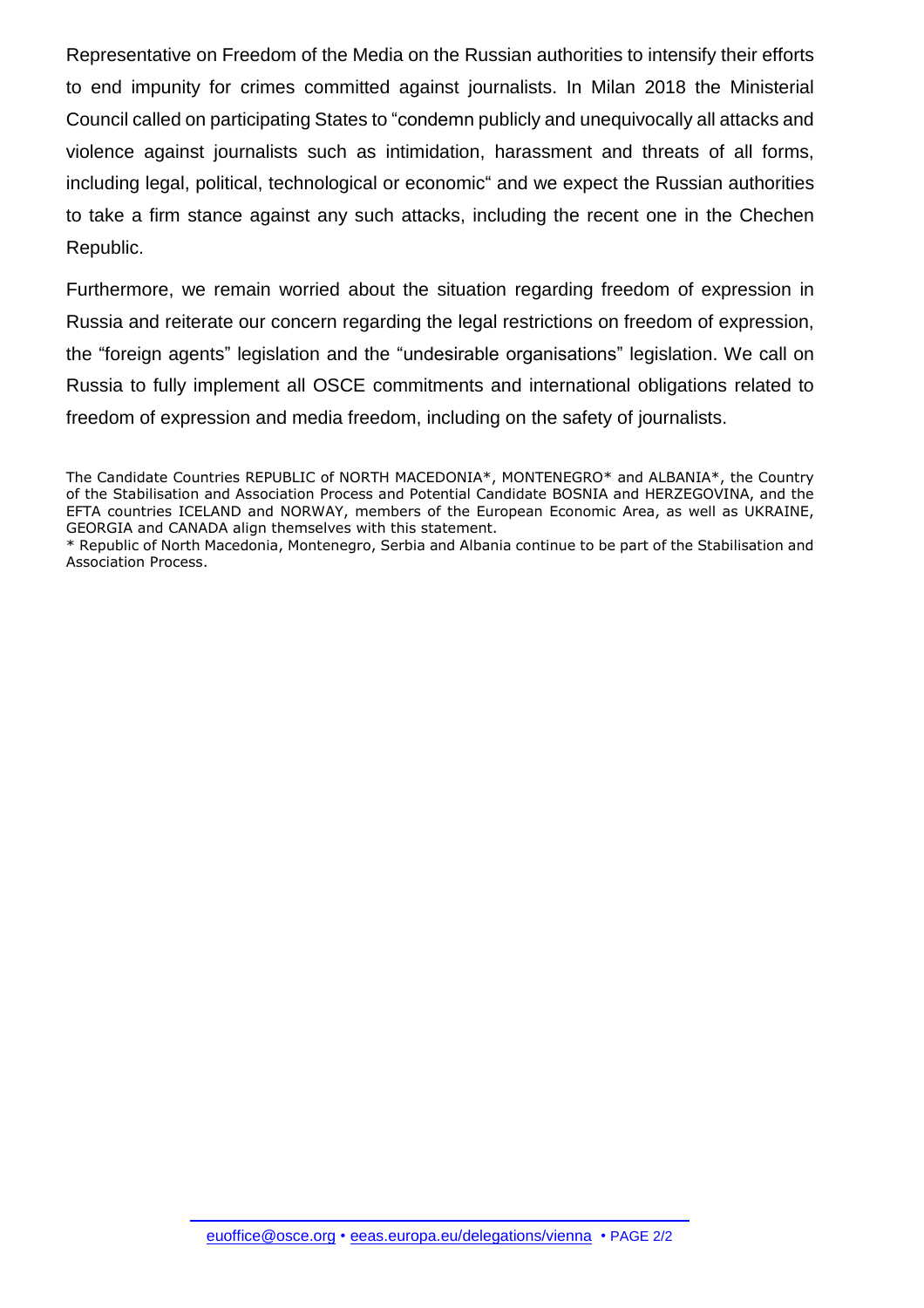Representative on Freedom of the Media on the Russian authorities to intensify their efforts to end impunity for crimes committed against journalists. In Milan 2018 the Ministerial Council called on participating States to "condemn publicly and unequivocally all attacks and violence against journalists such as intimidation, harassment and threats of all forms, including legal, political, technological or economic" and we expect the Russian authorities to take a firm stance against any such attacks, including the recent one in the Chechen Republic.

Furthermore, we remain worried about the situation regarding freedom of expression in Russia and reiterate our concern regarding the legal restrictions on freedom of expression, the "foreign agents" legislation and the "undesirable organisations" legislation. We call on Russia to fully implement all OSCE commitments and international obligations related to freedom of expression and media freedom, including on the safety of journalists.

The Candidate Countries REPUBLIC of NORTH MACEDONIA*, MONTENEGRO* and ALBANIA*, the Country of the Stabilisation and Association Process and Potential Candidate BOSNIA and HERZEGOVINA, and the EFTA countries ICELAND and NORWAY, members of the European Economic Area, as well as UKRAINE, GEORGIA and CANADA align themselves with this statement.

* Republic of North Macedonia, Montenegro, Serbia and Albania continue to be part of the Stabilisation and Association Process.